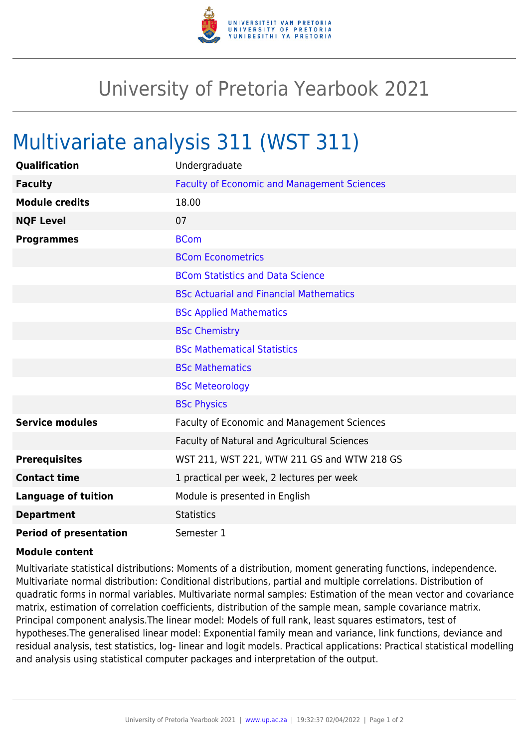# University of Pretoria Yearbook 2021

## Multivariate analysis 311 (WST 311)

| | |
|---|---|
| **Qualification** | Undergraduate |
| **Faculty** | Faculty of Economic and Management Sciences |
| **Module credits** | 18.00 |
| **NQF Level** | 07 |
| **Programmes** | BCom |
| | BCom Econometrics |
| | BCom Statistics and Data Science |
| | BSc Actuarial and Financial Mathematics |
| | BSc Applied Mathematics |
| | BSc Chemistry |
| | BSc Mathematical Statistics |
| | BSc Mathematics |
| | BSc Meteorology |
| | BSc Physics |
| **Service modules** | Faculty of Economic and Management Sciences |
| | Faculty of Natural and Agricultural Sciences |
| **Prerequisites** | WST 211, WST 221, WTW 211 GS and WTW 218 GS |
| **Contact time** | 1 practical per week, 2 lectures per week |
| **Language of tuition** | Module is presented in English |
| **Department** | Statistics |
| **Period of presentation** | Semester 1 |

**Module content**

Multivariate statistical distributions: Moments of a distribution, moment generating functions, independence. Multivariate normal distribution: Conditional distributions, partial and multiple correlations. Distribution of quadratic forms in normal variables. Multivariate normal samples: Estimation of the mean vector and covariance matrix, estimation of correlation coefficients, distribution of the sample mean, sample covariance matrix. Principal component analysis.The linear model: Models of full rank, least squares estimators, test of hypotheses.The generalised linear model: Exponential family mean and variance, link functions, deviance and residual analysis, test statistics, log- linear and logit models. Practical applications: Practical statistical modelling and analysis using statistical computer packages and interpretation of the output.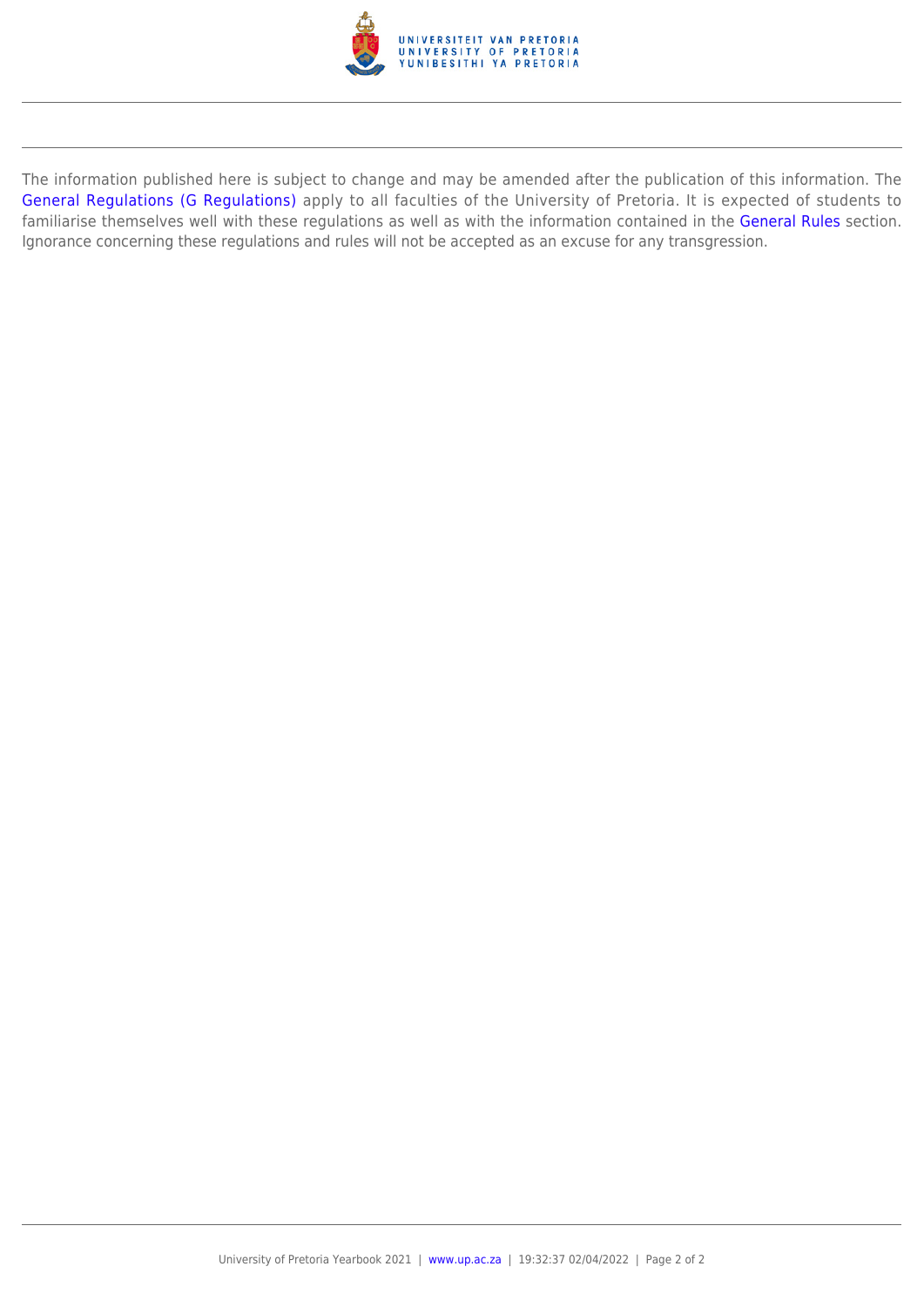The information published here is subject to change and may be amended after the publication of this information. The General Regulations (G Regulations) apply to all faculties of the University of Pretoria. It is expected of students to familiarise themselves well with these regulations as well as with the information contained in the General Rules section. Ignorance concerning these regulations and rules will not be accepted as an excuse for any transgression.